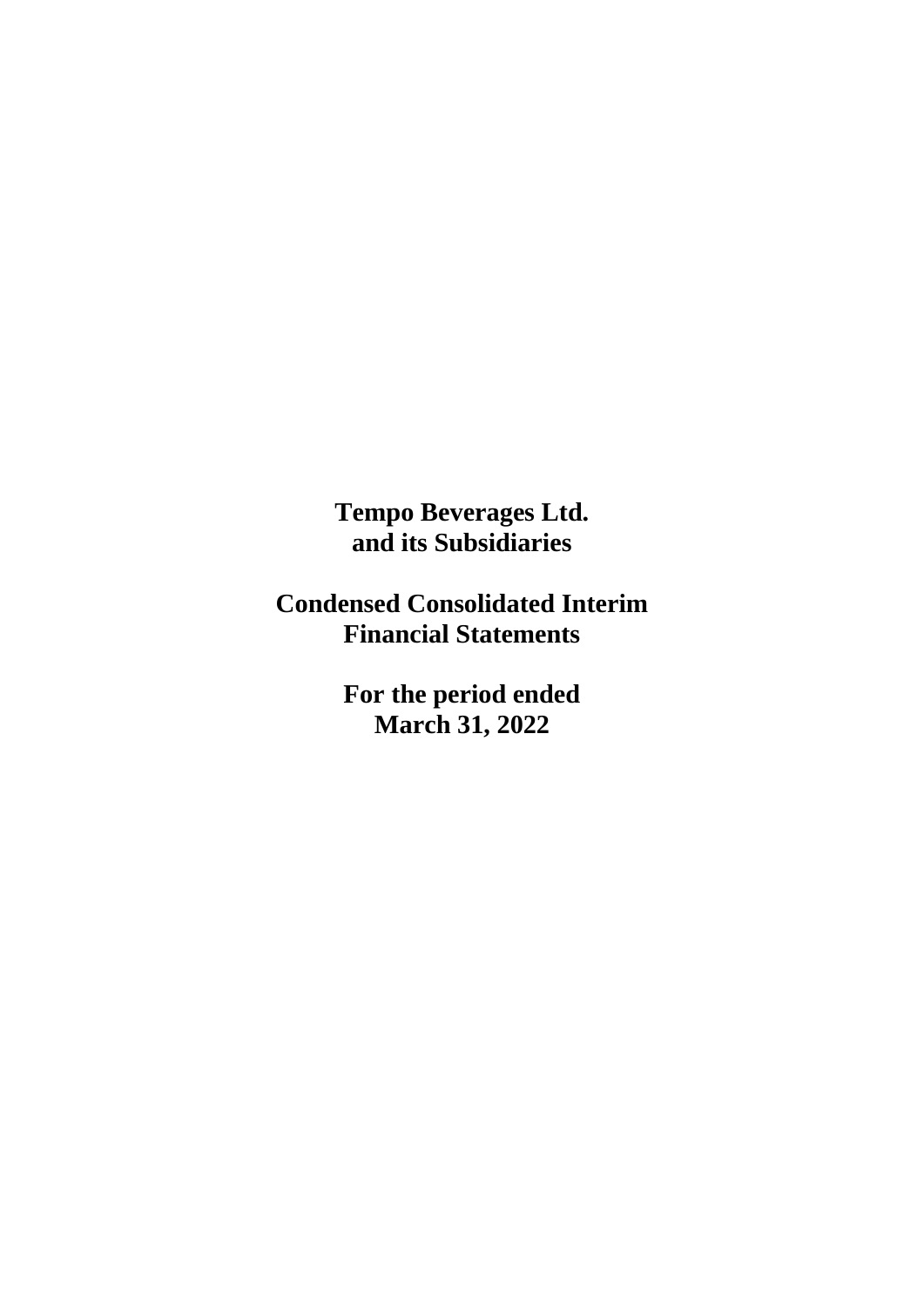# Tempo Beverages Ltd.
# and its Subsidiaries

# Condensed Consolidated Interim
# Financial Statements

# For the period ended
# March 31, 2022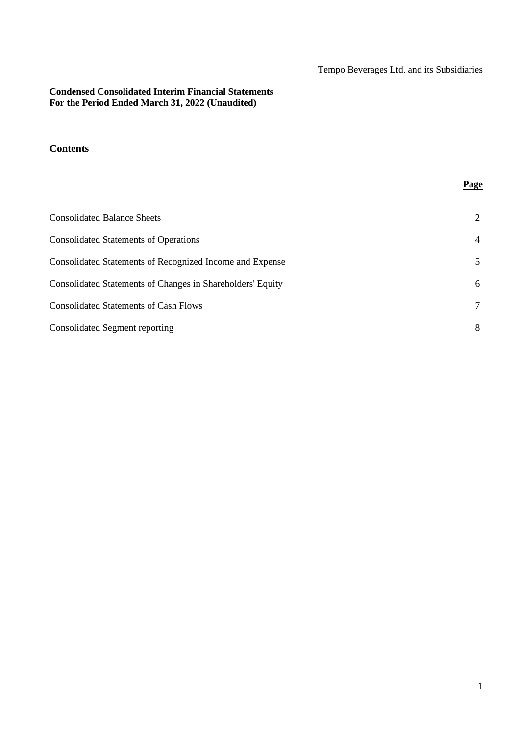Tempo Beverages Ltd. and its Subsidiaries

**Condensed Consolidated Interim Financial Statements**
**For the Period Ended March 31, 2022 (Unaudited)**

## Contents

| | **Page** |
|---|---|
| Consolidated Balance Sheets | 2 |
| Consolidated Statements of Operations | 4 |
| Consolidated Statements of Recognized Income and Expense | 5 |
| Consolidated Statements of Changes in Shareholders' Equity | 6 |
| Consolidated Statements of Cash Flows | 7 |
| Consolidated Segment reporting | 8 |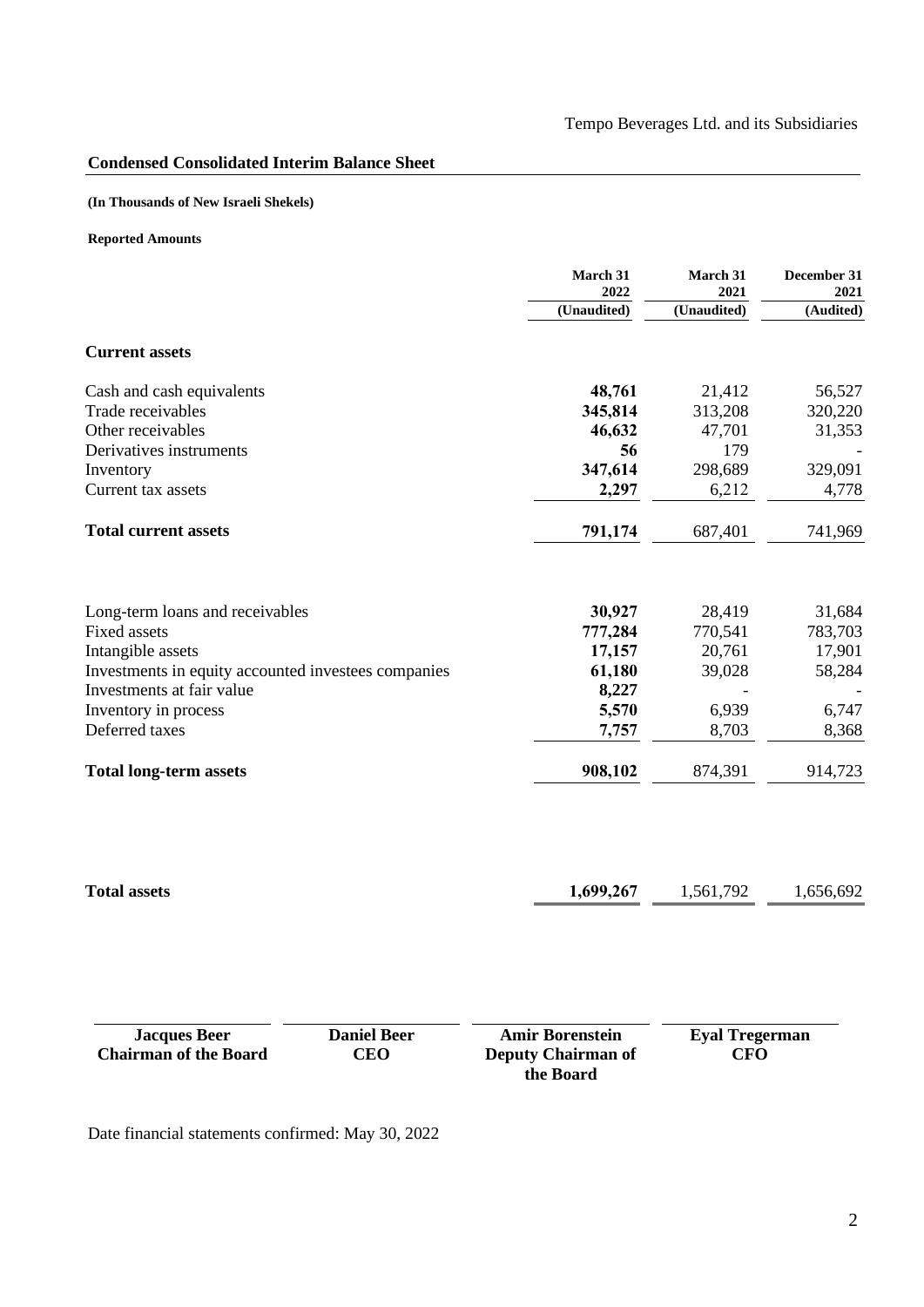Tempo Beverages Ltd. and its Subsidiaries

## Condensed Consolidated Interim Balance Sheet

**(In Thousands of New Israeli Shekels)**

**Reported Amounts**

| | March 31 2022 (Unaudited) | March 31 2021 (Unaudited) | December 31 2021 (Audited) |
|---|---|---|---|
| **Current assets** | | | |
| Cash and cash equivalents | **48,761** | 21,412 | 56,527 |
| Trade receivables | **345,814** | 313,208 | 320,220 |
| Other receivables | **46,632** | 47,701 | 31,353 |
| Derivatives instruments | **56** | 179 | - |
| Inventory | **347,614** | 298,689 | 329,091 |
| Current tax assets | **2,297** | 6,212 | 4,778 |
| **Total current assets** | **791,174** | 687,401 | 741,969 |
| Long-term loans and receivables | **30,927** | 28,419 | 31,684 |
| Fixed assets | **777,284** | 770,541 | 783,703 |
| Intangible assets | **17,157** | 20,761 | 17,901 |
| Investments in equity accounted investees companies | **61,180** | 39,028 | 58,284 |
| Investments at fair value | **8,227** | - | - |
| Inventory in process | **5,570** | 6,939 | 6,747 |
| Deferred taxes | **7,757** | 8,703 | 8,368 |
| **Total long-term assets** | **908,102** | 874,391 | 914,723 |
| **Total assets** | **1,699,267** | 1,561,792 | 1,656,692 |

| **Jacques Beer** | **Daniel Beer** | **Amir Borenstein** | **Eyal Tregerman** |
|---|---|---|---|
| **Chairman of the Board** | **CEO** | **Deputy Chairman of the Board** | **CFO** |

Date financial statements confirmed: May 30, 2022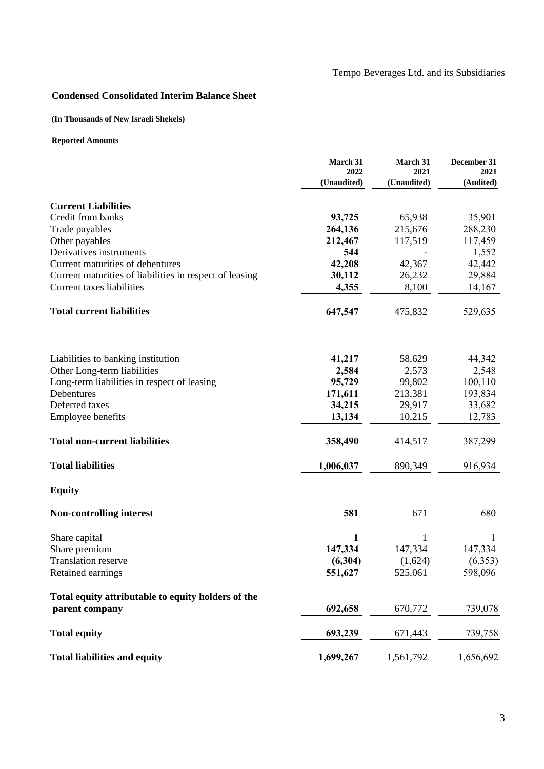Tempo Beverages Ltd. and its Subsidiaries

## Condensed Consolidated Interim Balance Sheet

**(In Thousands of New Israeli Shekels)**

**Reported Amounts**

| | March 31 2022 (Unaudited) | March 31 2021 (Unaudited) | December 31 2021 (Audited) |
|---|---|---|---|
| **Current Liabilities** | | | |
| Credit from banks | **93,725** | 65,938 | 35,901 |
| Trade payables | **264,136** | 215,676 | 288,230 |
| Other payables | **212,467** | 117,519 | 117,459 |
| Derivatives instruments | **544** | - | 1,552 |
| Current maturities of debentures | **42,208** | 42,367 | 42,442 |
| Current maturities of liabilities in respect of leasing | **30,112** | 26,232 | 29,884 |
| Current taxes liabilities | **4,355** | 8,100 | 14,167 |
| **Total current liabilities** | **647,547** | 475,832 | 529,635 |
| | | | |
| Liabilities to banking institution | **41,217** | 58,629 | 44,342 |
| Other Long-term liabilities | **2,584** | 2,573 | 2,548 |
| Long-term liabilities in respect of leasing | **95,729** | 99,802 | 100,110 |
| Debentures | **171,611** | 213,381 | 193,834 |
| Deferred taxes | **34,215** | 29,917 | 33,682 |
| Employee benefits | **13,134** | 10,215 | 12,783 |
| **Total non-current liabilities** | **358,490** | 414,517 | 387,299 |
| **Total liabilities** | **1,006,037** | 890,349 | 916,934 |
| **Equity** | | | |
| **Non-controlling interest** | **581** | 671 | 680 |
| Share capital | **1** | 1 | 1 |
| Share premium | **147,334** | 147,334 | 147,334 |
| Translation reserve | **(6,304)** | (1,624) | (6,353) |
| Retained earnings | **551,627** | 525,061 | 598,096 |
| **Total equity attributable to equity holders of the parent company** | **692,658** | 670,772 | 739,078 |
| **Total equity** | **693,239** | 671,443 | 739,758 |
| **Total liabilities and equity** | **1,699,267** | 1,561,792 | 1,656,692 |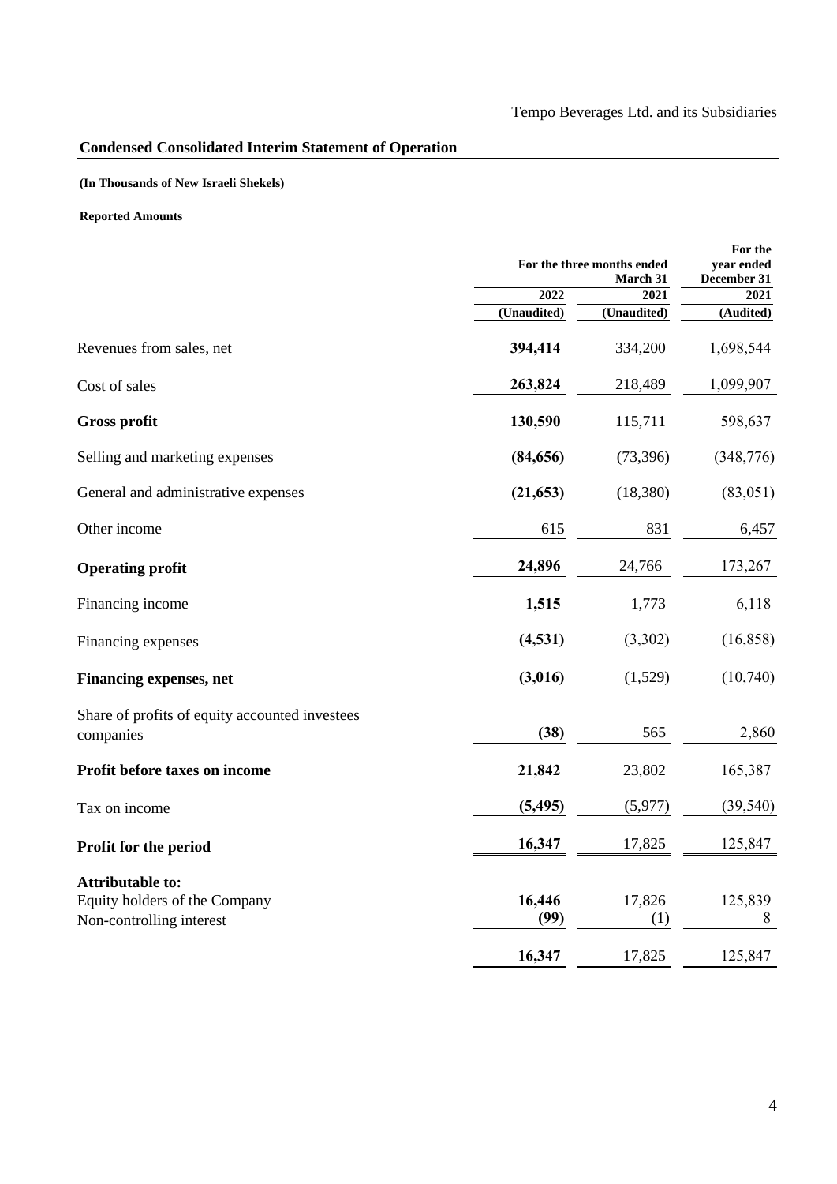Tempo Beverages Ltd. and its Subsidiaries

## Condensed Consolidated Interim Statement of Operation

**(In Thousands of New Israeli Shekels)**

**Reported Amounts**

| | For the three months ended March 31 | | For the year ended December 31 |
|---|---|---|---|
| | 2022 | 2021 | 2021 |
| | (Unaudited) | (Unaudited) | (Audited) |
| Revenues from sales, net | **394,414** | 334,200 | 1,698,544 |
| Cost of sales | **263,824** | 218,489 | 1,099,907 |
| **Gross profit** | **130,590** | 115,711 | 598,637 |
| Selling and marketing expenses | **(84,656)** | (73,396) | (348,776) |
| General and administrative expenses | **(21,653)** | (18,380) | (83,051) |
| Other income | 615 | 831 | 6,457 |
| **Operating profit** | **24,896** | 24,766 | 173,267 |
| Financing income | **1,515** | 1,773 | 6,118 |
| Financing expenses | **(4,531)** | (3,302) | (16,858) |
| **Financing expenses, net** | **(3,016)** | (1,529) | (10,740) |
| Share of profits of equity accounted investees companies | **(38)** | 565 | 2,860 |
| **Profit before taxes on income** | **21,842** | 23,802 | 165,387 |
| Tax on income | **(5,495)** | (5,977) | (39,540) |
| **Profit for the period** | **16,347** | 17,825 | 125,847 |
| **Attributable to:** | | | |
| Equity holders of the Company | **16,446** | 17,826 | 125,839 |
| Non-controlling interest | **(99)** | (1) | 8 |
| | **16,347** | 17,825 | 125,847 |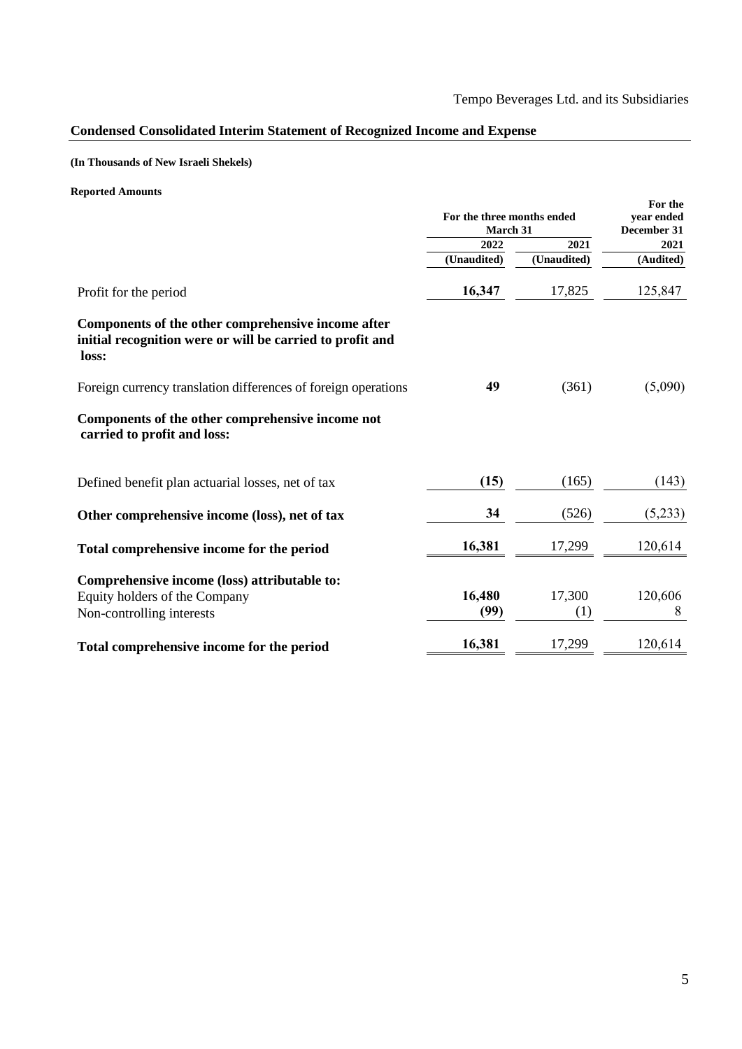Tempo Beverages Ltd. and its Subsidiaries

## Condensed Consolidated Interim Statement of Recognized Income and Expense

**(In Thousands of New Israeli Shekels)**

**Reported Amounts**

| | For the three months ended March 31 | | For the year ended December 31 |
|---|---|---|---|
| | **2022** | **2021** | **2021** |
| | **(Unaudited)** | **(Unaudited)** | **(Audited)** |
| Profit for the period | **16,347** | 17,825 | 125,847 |
| **Components of the other comprehensive income after initial recognition were or will be carried to profit and loss:** | | | |
| Foreign currency translation differences of foreign operations | **49** | (361) | (5,090) |
| **Components of the other comprehensive income not carried to profit and loss:** | | | |
| Defined benefit plan actuarial losses, net of tax | **(15)** | (165) | (143) |
| **Other comprehensive income (loss), net of tax** | **34** | (526) | (5,233) |
| **Total comprehensive income for the period** | **16,381** | 17,299 | 120,614 |
| **Comprehensive income (loss) attributable to:** | | | |
| Equity holders of the Company | **16,480** | 17,300 | 120,606 |
| Non-controlling interests | **(99)** | (1) | 8 |
| **Total comprehensive income for the period** | **16,381** | 17,299 | 120,614 |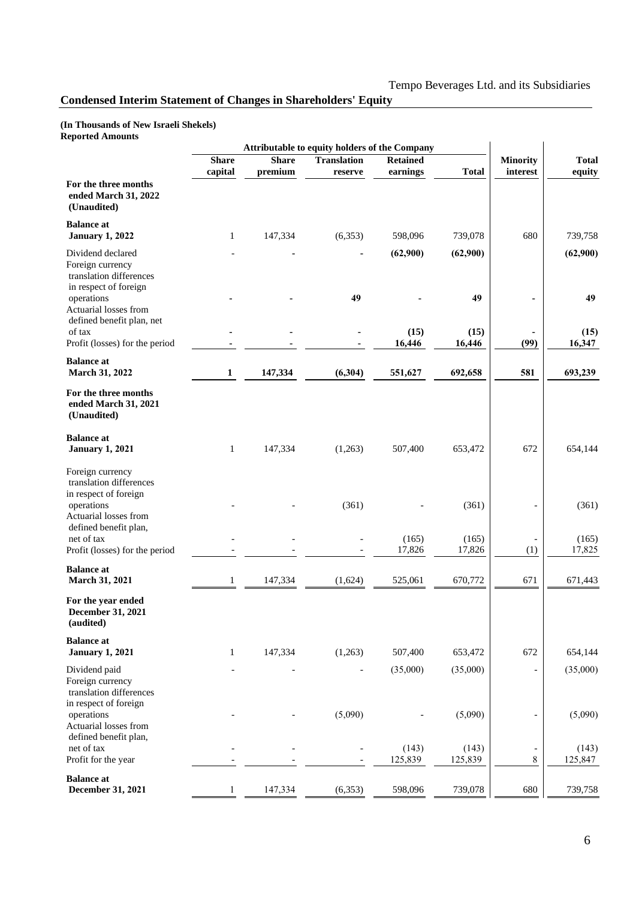Tempo Beverages Ltd. and its Subsidiaries

## Condensed Interim Statement of Changes in Shareholders' Equity

**(In Thousands of New Israeli Shekels)**
**Reported Amounts**

| | Attributable to equity holders of the Company | | | | | | |
|---|---|---|---|---|---|---|---|
| | **Share capital** | **Share premium** | **Translation reserve** | **Retained earnings** | **Total** | **Minority interest** | **Total equity** |
| **For the three months ended March 31, 2022 (Unaudited)** | | | | | | | |
| **Balance at January 1, 2022** | 1 | 147,334 | (6,353) | 598,096 | 739,078 | 680 | 739,758 |
| Dividend declared | - | - | - | **(62,900)** | **(62,900)** | | **(62,900)** |
| Foreign currency translation differences in respect of foreign operations | - | - | **49** | - | **49** | - | **49** |
| Actuarial losses from defined benefit plan, net of tax | - | - | - | **(15)** | **(15)** | - | **(15)** |
| Profit (losses) for the period | - | - | - | **16,446** | **16,446** | **(99)** | **16,347** |
| **Balance at March 31, 2022** | **1** | **147,334** | **(6,304)** | **551,627** | **692,658** | **581** | **693,239** |
| **For the three months ended March 31, 2021 (Unaudited)** | | | | | | | |
| **Balance at January 1, 2021** | 1 | 147,334 | (1,263) | 507,400 | 653,472 | 672 | 654,144 |
| Foreign currency translation differences in respect of foreign operations | - | - | (361) | - | (361) | - | (361) |
| Actuarial losses from defined benefit plan, net of tax | - | - | - | (165) | (165) | - | (165) |
| Profit (losses) for the period | - | - | - | 17,826 | 17,826 | (1) | 17,825 |
| **Balance at March 31, 2021** | 1 | 147,334 | (1,624) | 525,061 | 670,772 | 671 | 671,443 |
| **For the year ended December 31, 2021 (audited)** | | | | | | | |
| **Balance at January 1, 2021** | 1 | 147,334 | (1,263) | 507,400 | 653,472 | 672 | 654,144 |
| Dividend paid | - | - | - | (35,000) | (35,000) | - | (35,000) |
| Foreign currency translation differences in respect of foreign operations | - | - | (5,090) | - | (5,090) | - | (5,090) |
| Actuarial losses from defined benefit plan, net of tax | - | - | - | (143) | (143) | - | (143) |
| Profit for the year | - | - | - | 125,839 | 125,839 | 8 | 125,847 |
| **Balance at December 31, 2021** | 1 | 147,334 | (6,353) | 598,096 | 739,078 | 680 | 739,758 |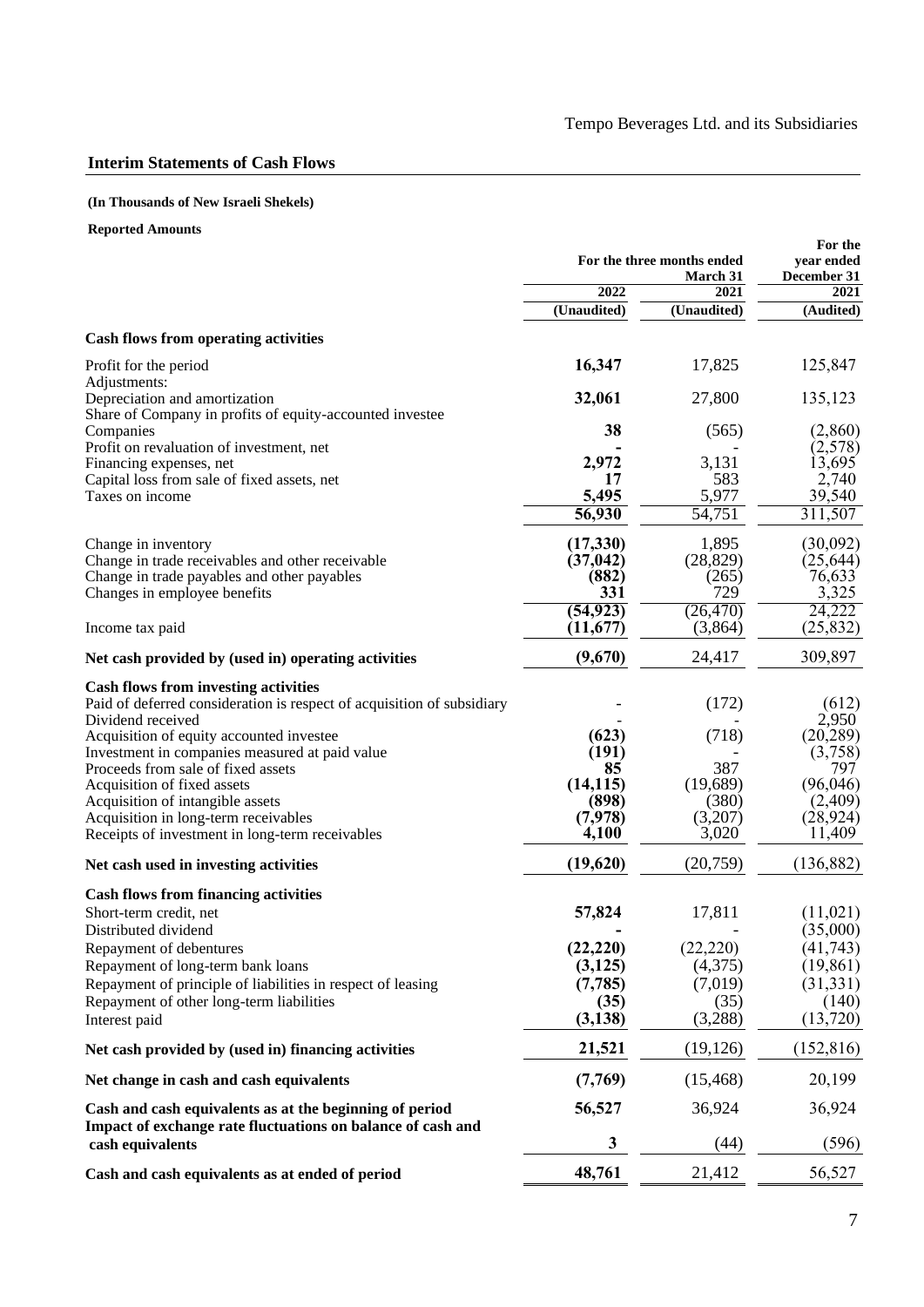Tempo Beverages Ltd. and its Subsidiaries

## Interim Statements of Cash Flows

**(In Thousands of New Israeli Shekels)**

**Reported Amounts**

| | For the three months ended March 31 | | For the year ended December 31 |
|---|---|---|---|
| | 2022 | 2021 | 2021 |
| | (Unaudited) | (Unaudited) | (Audited) |
| **Cash flows from operating activities** | | | |
| Profit for the period | **16,347** | 17,825 | 125,847 |
| Adjustments: | | | |
| Depreciation and amortization | **32,061** | 27,800 | 135,123 |
| Share of Company in profits of equity-accounted investee Companies | **38** | (565) | (2,860) |
| Profit on revaluation of investment, net | **-** | - | (2,578) |
| Financing expenses, net | **2,972** | 3,131 | 13,695 |
| Capital loss from sale of fixed assets, net | **17** | 583 | 2,740 |
| Taxes on income | **5,495** | 5,977 | 39,540 |
| | **56,930** | 54,751 | 311,507 |
| Change in inventory | **(17,330)** | 1,895 | (30,092) |
| Change in trade receivables and other receivable | **(37,042)** | (28,829) | (25,644) |
| Change in trade payables and other payables | **(882)** | (265) | 76,633 |
| Changes in employee benefits | **331** | 729 | 3,325 |
| | **(54,923)** | (26,470) | 24,222 |
| Income tax paid | **(11,677)** | (3,864) | (25,832) |
| **Net cash provided by (used in) operating activities** | **(9,670)** | 24,417 | 309,897 |
| **Cash flows from investing activities** | | | |
| Paid of deferred consideration is respect of acquisition of subsidiary | - | (172) | (612) |
| Dividend received | - | - | 2,950 |
| Acquisition of equity accounted investee | **(623)** | (718) | (20,289) |
| Investment in companies measured at paid value | **(191)** | - | (3,758) |
| Proceeds from sale of fixed assets | **85** | 387 | 797 |
| Acquisition of fixed assets | **(14,115)** | (19,689) | (96,046) |
| Acquisition of intangible assets | **(898)** | (380) | (2,409) |
| Acquisition in long-term receivables | **(7,978)** | (3,207) | (28,924) |
| Receipts of investment in long-term receivables | **4,100** | 3,020 | 11,409 |
| **Net cash used in investing activities** | **(19,620)** | (20,759) | (136,882) |
| **Cash flows from financing activities** | | | |
| Short-term credit, net | **57,824** | 17,811 | (11,021) |
| Distributed dividend | **-** | - | (35,000) |
| Repayment of debentures | **(22,220)** | (22,220) | (41,743) |
| Repayment of long-term bank loans | **(3,125)** | (4,375) | (19,861) |
| Repayment of principle of liabilities in respect of leasing | **(7,785)** | (7,019) | (31,331) |
| Repayment of other long-term liabilities | **(35)** | (35) | (140) |
| Interest paid | **(3,138)** | (3,288) | (13,720) |
| **Net cash provided by (used in) financing activities** | **21,521** | (19,126) | (152,816) |
| **Net change in cash and cash equivalents** | **(7,769)** | (15,468) | 20,199 |
| **Cash and cash equivalents as at the beginning of period** | **56,527** | 36,924 | 36,924 |
| **Impact of exchange rate fluctuations on balance of cash and cash equivalents** | **3** | (44) | (596) |
| **Cash and cash equivalents as at ended of period** | **48,761** | 21,412 | 56,527 |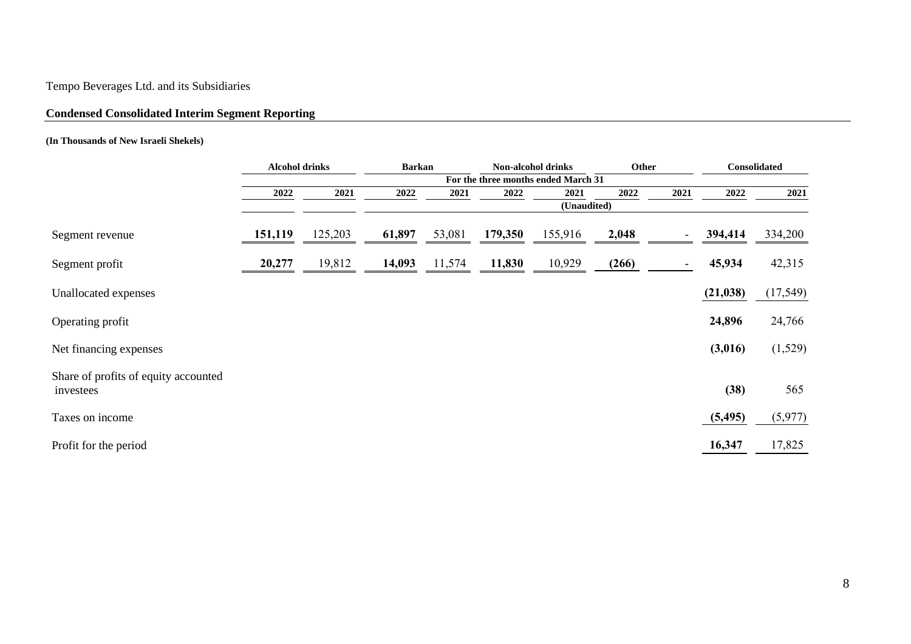Tempo Beverages Ltd. and its Subsidiaries

## Condensed Consolidated Interim Segment Reporting

**(In Thousands of New Israeli Shekels)**

| | Alcohol drinks | | Barkan | | Non-alcohol drinks | | Other | | Consolidated | |
|---|---|---|---|---|---|---|---|---|---|---|
| | For the three months ended March 31 | | | | | | | | | |
| | 2022 | 2021 | 2022 | 2021 | 2022 | 2021 | 2022 | 2021 | 2022 | 2021 |
| | (Unaudited) | | | | | | | | | |
| Segment revenue | **151,119** | 125,203 | **61,897** | 53,081 | **179,350** | 155,916 | **2,048** | - | **394,414** | 334,200 |
| Segment profit | **20,277** | 19,812 | **14,093** | 11,574 | **11,830** | 10,929 | **(266)** | - | **45,934** | 42,315 |
| Unallocated expenses | | | | | | | | | **(21,038)** | (17,549) |
| Operating profit | | | | | | | | | **24,896** | 24,766 |
| Net financing expenses | | | | | | | | | **(3,016)** | (1,529) |
| Share of profits of equity accounted investees | | | | | | | | | **(38)** | 565 |
| Taxes on income | | | | | | | | | **(5,495)** | (5,977) |
| Profit for the period | | | | | | | | | **16,347** | 17,825 |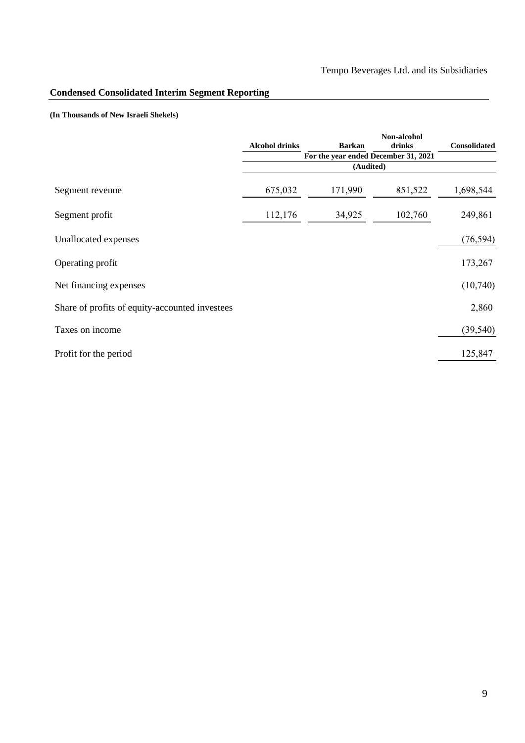## Condensed Consolidated Interim Segment Reporting

**(In Thousands of New Israeli Shekels)**

| | Alcohol drinks | Barkan | Non-alcohol drinks | Consolidated |
|---|---|---|---|---|
| | For the year ended December 31, 2021 | | | |
| | (Audited) | | | |
| Segment revenue | 675,032 | 171,990 | 851,522 | 1,698,544 |
| Segment profit | 112,176 | 34,925 | 102,760 | 249,861 |
| Unallocated expenses | | | | (76,594) |
| Operating profit | | | | 173,267 |
| Net financing expenses | | | | (10,740) |
| Share of profits of equity-accounted investees | | | | 2,860 |
| Taxes on income | | | | (39,540) |
| Profit for the period | | | | 125,847 |